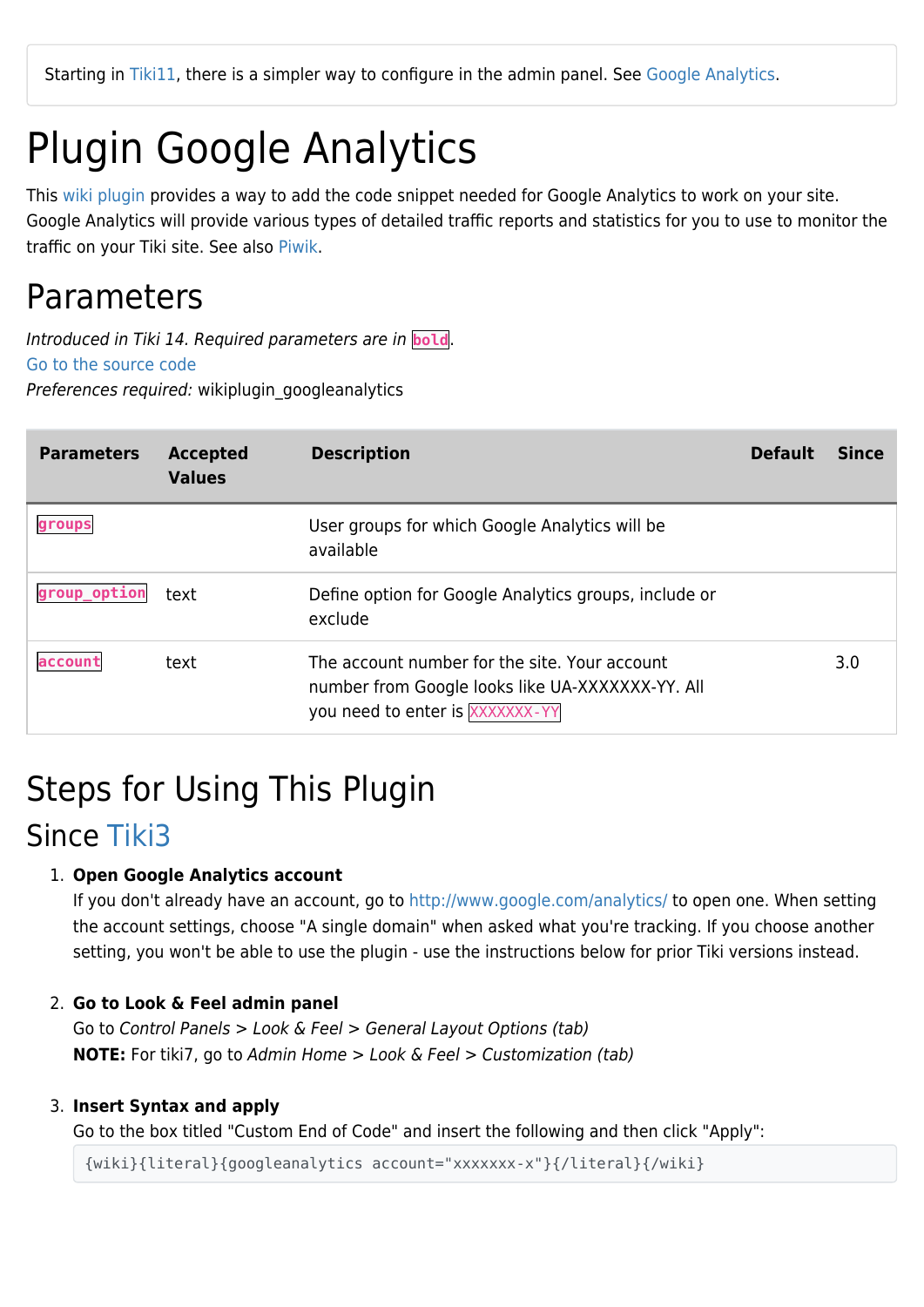Starting in Tiki11, there is a simpler way to configure in the admin panel. See Google Analytics.

# Plugin Google Analytics

This wiki plugin provides a way to add the code snippet needed for Google Analytics to work on your site. Google Analytics will provide various types of detailed traffic reports and statistics for you to use to monitor the traffic on your Tiki site. See also Piwik.

## Parameters

*Introduced in Tiki 14. Required parameters are in* `bold`.
Go to the source code
*Preferences required:* wikiplugin_googleanalytics

| Parameters | Accepted Values | Description | Default | Since |
|---|---|---|---|---|
| `groups` | | User groups for which Google Analytics will be available | | |
| `group_option` | text | Define option for Google Analytics groups, include or exclude | | |
| `account` | text | The account number for the site. Your account number from Google looks like UA-XXXXXXX-YY. All you need to enter is `XXXXXXX-YY` | | 3.0 |

## Steps for Using This Plugin

### Since Tiki3

1. **Open Google Analytics account**
   If you don't already have an account, go to http://www.google.com/analytics/ to open one. When setting the account settings, choose "A single domain" when asked what you're tracking. If you choose another setting, you won't be able to use the plugin - use the instructions below for prior Tiki versions instead.

2. **Go to Look & Feel admin panel**
   Go to *Control Panels* > *Look & Feel* > *General Layout Options (tab)*
   **NOTE:** For tiki7, go to *Admin Home* > *Look & Feel* > *Customization (tab)*

3. **Insert Syntax and apply**
   Go to the box titled "Custom End of Code" and insert the following and then click "Apply":
   ```
   {wiki}{literal}{googleanalytics account="xxxxxxx-x"}{/literal}{/wiki}
   ```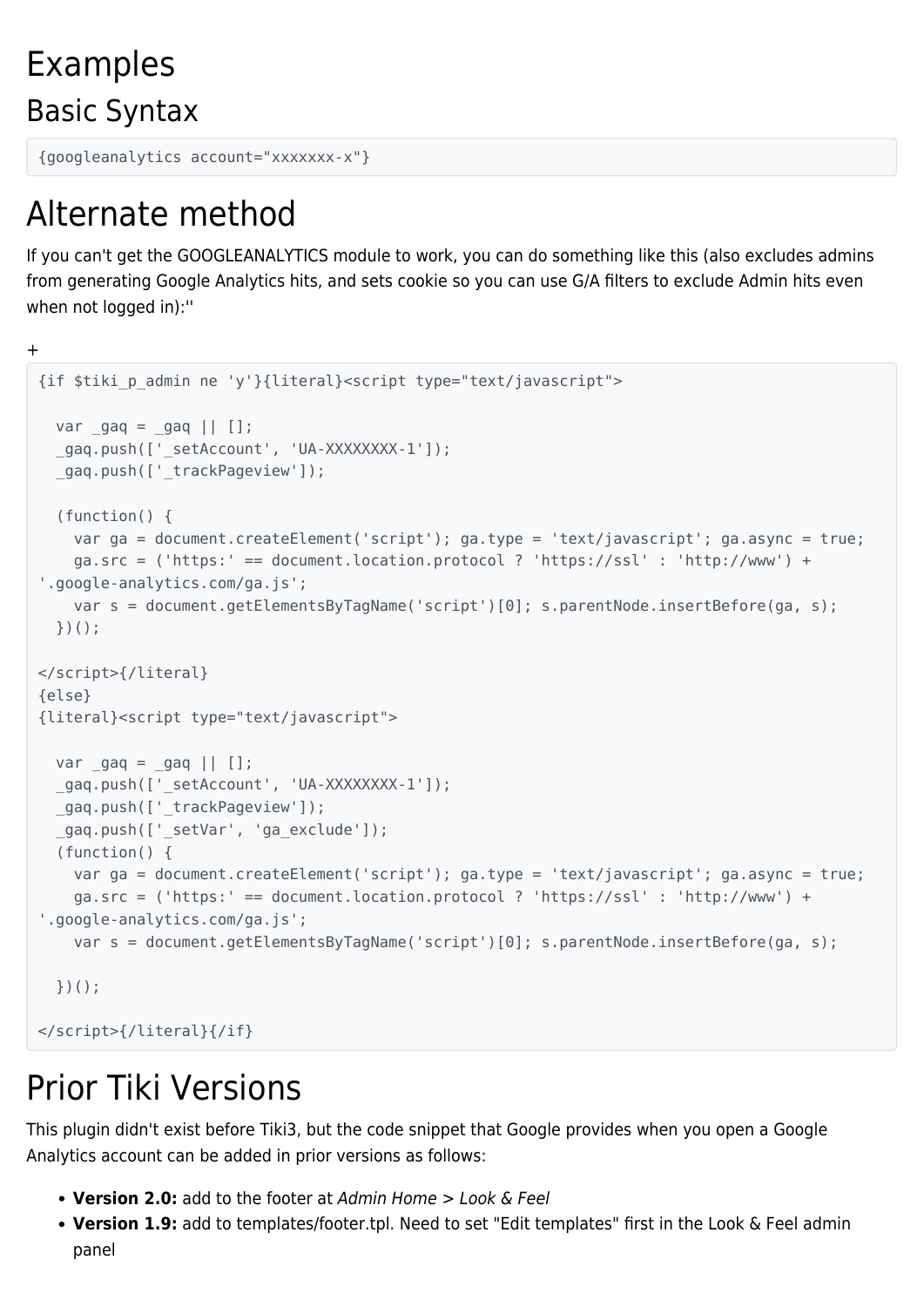# Examples

## Basic Syntax

```
{googleanalytics account="xxxxxxx-x"}
```

# Alternate method

If you can't get the GOOGLEANALYTICS module to work, you can do something like this (also excludes admins from generating Google Analytics hits, and sets cookie so you can use G/A filters to exclude Admin hits even when not logged in):''

+

```
{if $tiki_p_admin ne 'y'}{literal}<script type="text/javascript">

  var _gaq = _gaq || [];
  _gaq.push(['_setAccount', 'UA-XXXXXXXX-1']);
  _gaq.push(['_trackPageview']);

  (function() {
    var ga = document.createElement('script'); ga.type = 'text/javascript'; ga.async = true;
    ga.src = ('https:' == document.location.protocol ? 'https://ssl' : 'http://www') +
'.google-analytics.com/ga.js';
    var s = document.getElementsByTagName('script')[0]; s.parentNode.insertBefore(ga, s);
  })();

</script>{/literal}
{else}
{literal}<script type="text/javascript">

  var _gaq = _gaq || [];
  _gaq.push(['_setAccount', 'UA-XXXXXXXX-1']);
  _gaq.push(['_trackPageview']);
  _gaq.push(['_setVar', 'ga_exclude']);
  (function() {
    var ga = document.createElement('script'); ga.type = 'text/javascript'; ga.async = true;
    ga.src = ('https:' == document.location.protocol ? 'https://ssl' : 'http://www') +
'.google-analytics.com/ga.js';
    var s = document.getElementsByTagName('script')[0]; s.parentNode.insertBefore(ga, s);

  })();

</script>{/literal}{/if}
```

# Prior Tiki Versions

This plugin didn't exist before Tiki3, but the code snippet that Google provides when you open a Google Analytics account can be added in prior versions as follows:

- **Version 2.0:** add to the footer at *Admin Home > Look & Feel*
- **Version 1.9:** add to templates/footer.tpl. Need to set "Edit templates" first in the Look & Feel admin panel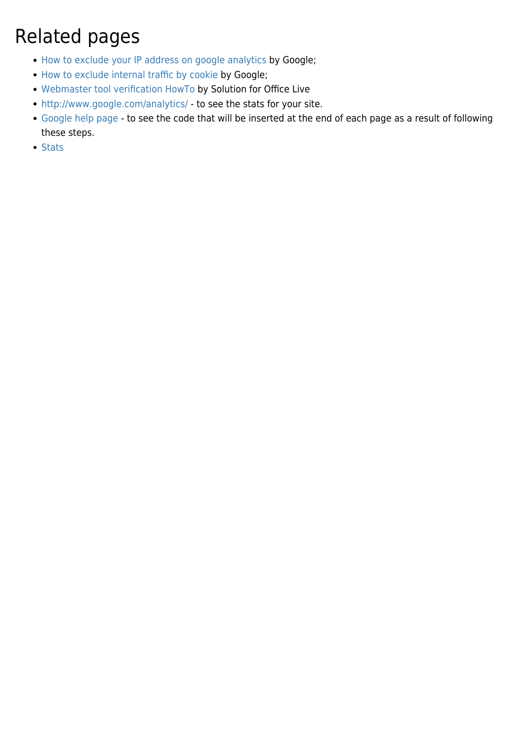# Related pages

- How to exclude your IP address on google analytics by Google;
- How to exclude internal traffic by cookie by Google;
- Webmaster tool verification HowTo by Solution for Office Live
- http://www.google.com/analytics/ - to see the stats for your site.
- Google help page - to see the code that will be inserted at the end of each page as a result of following these steps.
- Stats